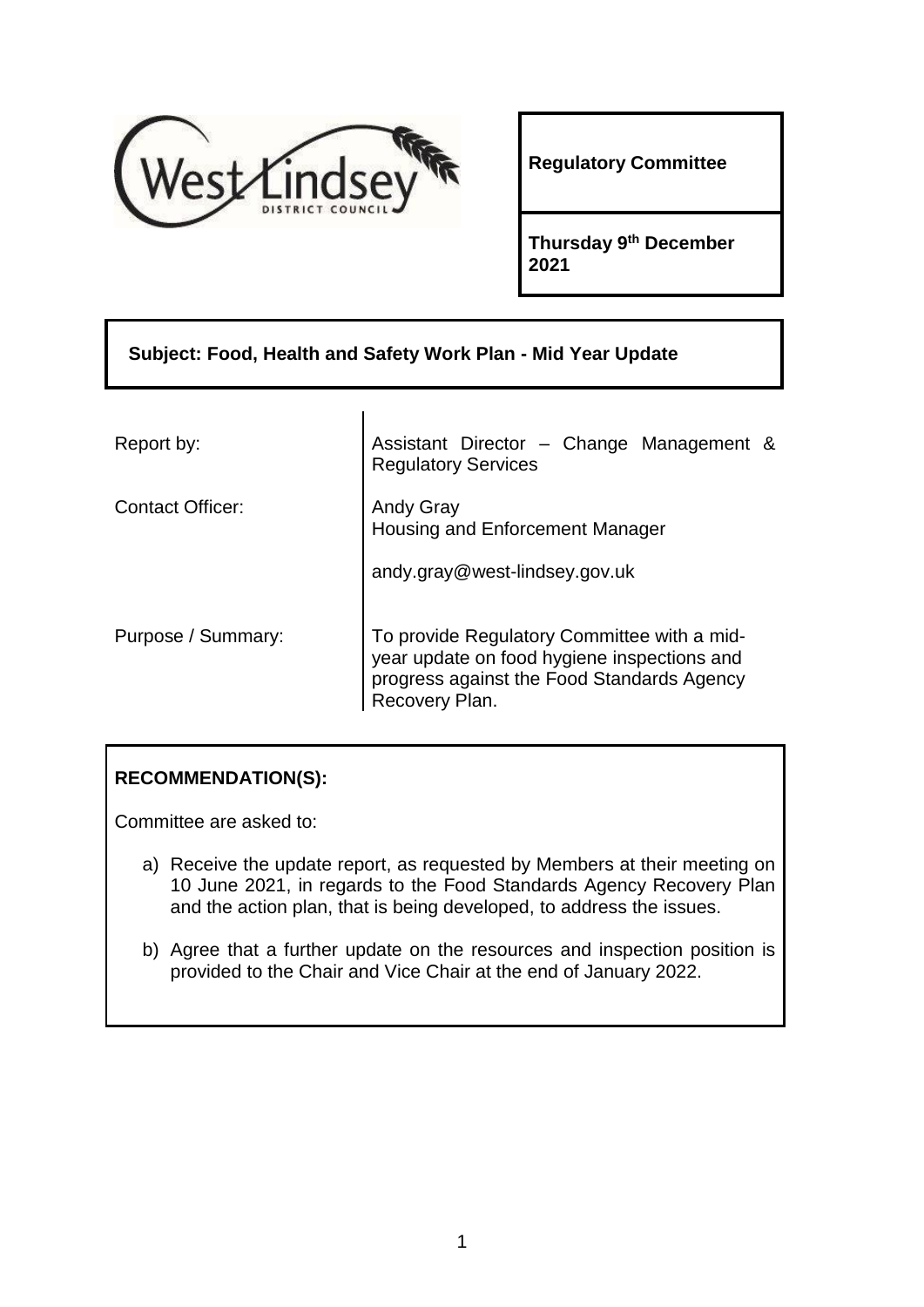**Regulatory Committee**

**Thursday 9th December 2021**

## Subject: Food, Health and Safety Work Plan - Mid Year Update

| | |
|---|---|
| Report by: | Assistant Director – Change Management & Regulatory Services |
| Contact Officer: | Andy Gray<br>Housing and Enforcement Manager<br><br>andy.gray@west-lindsey.gov.uk |
| Purpose / Summary: | To provide Regulatory Committee with a mid-year update on food hygiene inspections and progress against the Food Standards Agency Recovery Plan. |

**RECOMMENDATION(S):**

Committee are asked to:

a) Receive the update report, as requested by Members at their meeting on 10 June 2021, in regards to the Food Standards Agency Recovery Plan and the action plan, that is being developed, to address the issues.

b) Agree that a further update on the resources and inspection position is provided to the Chair and Vice Chair at the end of January 2022.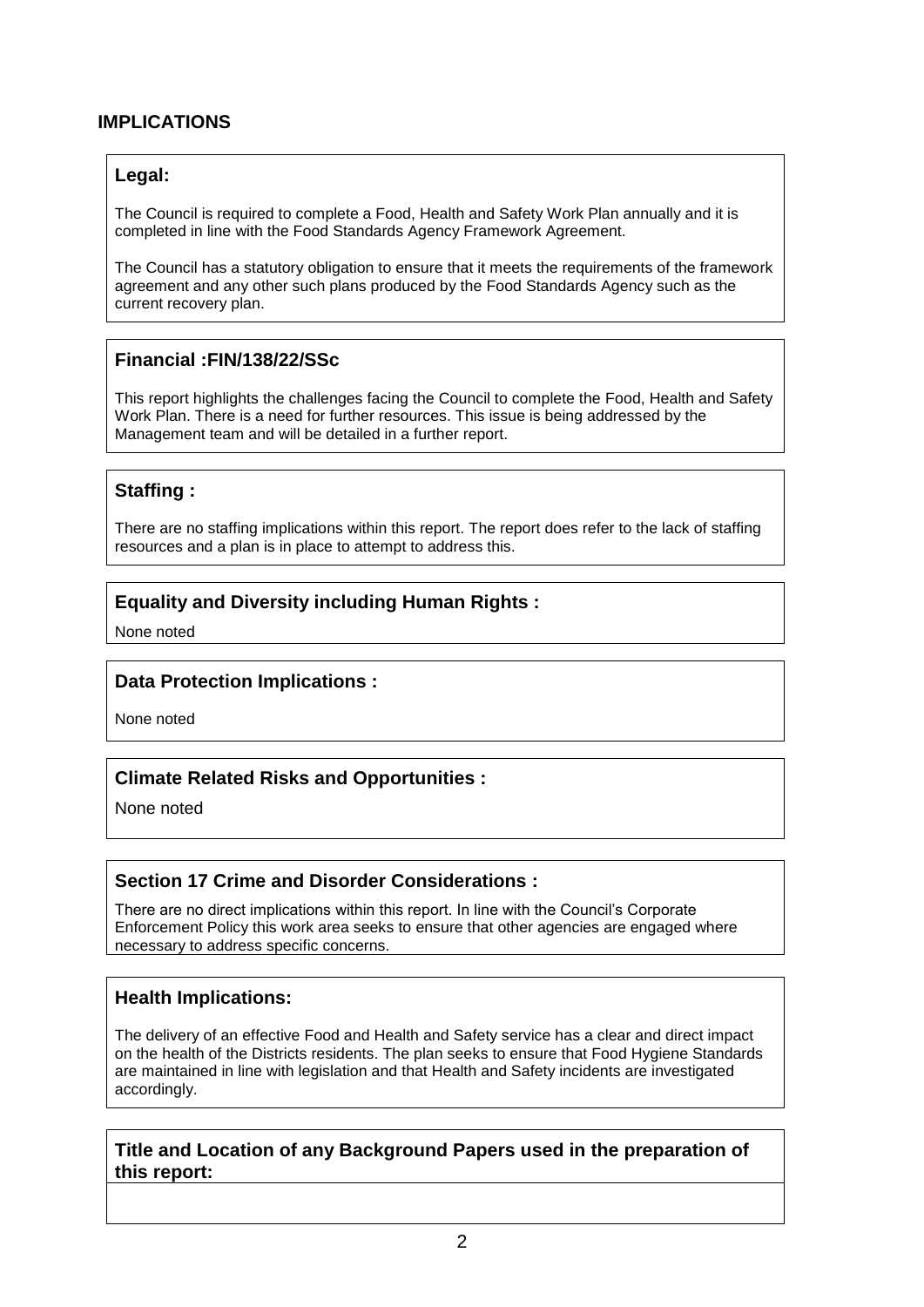## IMPLICATIONS

### Legal:

The Council is required to complete a Food, Health and Safety Work Plan annually and it is completed in line with the Food Standards Agency Framework Agreement.

The Council has a statutory obligation to ensure that it meets the requirements of the framework agreement and any other such plans produced by the Food Standards Agency such as the current recovery plan.

### Financial :FIN/138/22/SSc

This report highlights the challenges facing the Council to complete the Food, Health and Safety Work Plan. There is a need for further resources. This issue is being addressed by the Management team and will be detailed in a further report.

### Staffing :

There are no staffing implications within this report. The report does refer to the lack of staffing resources and a plan is in place to attempt to address this.

### Equality and Diversity including Human Rights :

None noted

### Data Protection Implications :

None noted

### Climate Related Risks and Opportunities :

None noted

### Section 17 Crime and Disorder Considerations :

There are no direct implications within this report. In line with the Council's Corporate Enforcement Policy this work area seeks to ensure that other agencies are engaged where necessary to address specific concerns.

### Health Implications:

The delivery of an effective Food and Health and Safety service has a clear and direct impact on the health of the Districts residents. The plan seeks to ensure that Food Hygiene Standards are maintained in line with legislation and that Health and Safety incidents are investigated accordingly.

### Title and Location of any Background Papers used in the preparation of this report: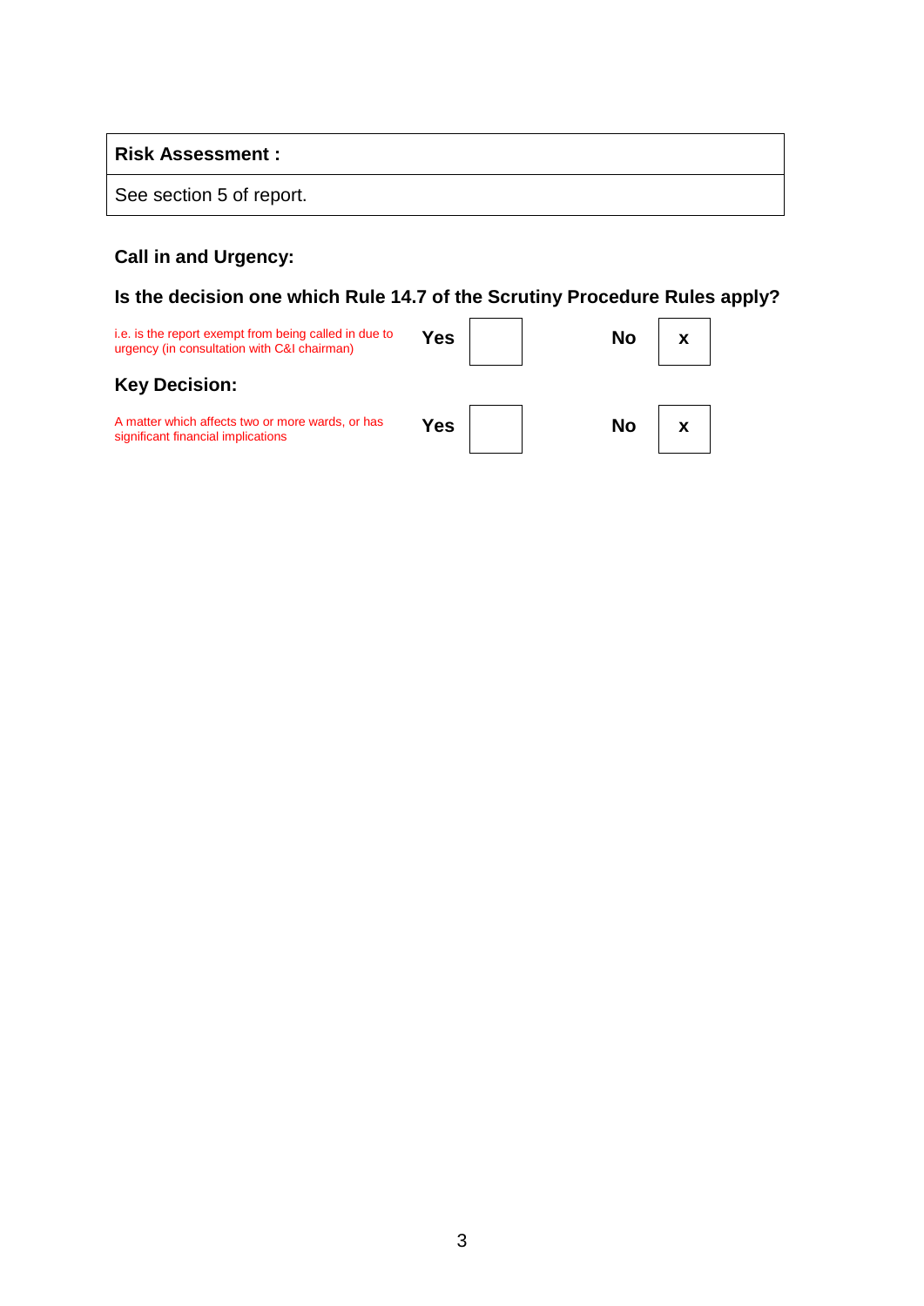| **Risk Assessment :** |
| --- |
| See section 5 of report. |

**Call in and Urgency:**

**Is the decision one which Rule 14.7 of the Scrutiny Procedure Rules apply?**

| i.e. is the report exempt from being called in due to urgency (in consultation with C&I chairman) | **Yes** | | **No** | x |
| --- | --- | --- | --- | --- |

**Key Decision:**

| A matter which affects two or more wards, or has significant financial implications | **Yes** | | **No** | x |
| --- | --- | --- | --- | --- |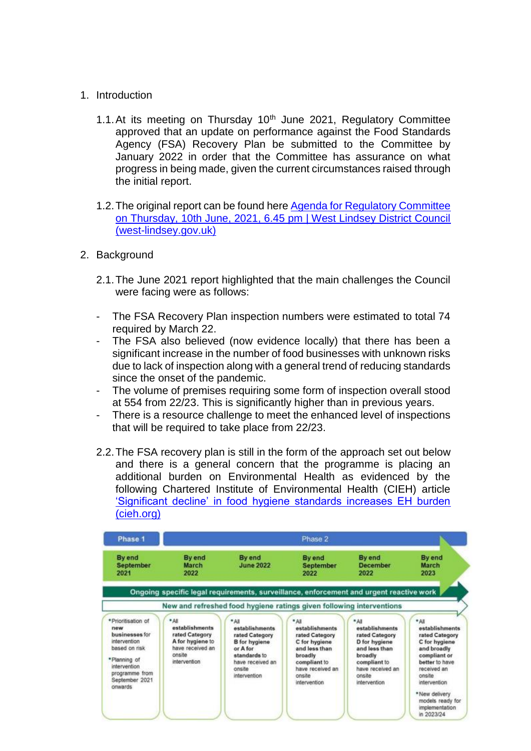1. Introduction

   1.1. At its meeting on Thursday 10th June 2021, Regulatory Committee approved that an update on performance against the Food Standards Agency (FSA) Recovery Plan be submitted to the Committee by January 2022 in order that the Committee has assurance on what progress in being made, given the current circumstances raised through the initial report.

   1.2. The original report can be found here [Agenda for Regulatory Committee on Thursday, 10th June, 2021, 6.45 pm | West Lindsey District Council (west-lindsey.gov.uk)]

2. Background

   2.1. The June 2021 report highlighted that the main challenges the Council were facing were as follows:

- The FSA Recovery Plan inspection numbers were estimated to total 74 required by March 22.
- The FSA also believed (now evidence locally) that there has been a significant increase in the number of food businesses with unknown risks due to lack of inspection along with a general trend of reducing standards since the onset of the pandemic.
- The volume of premises requiring some form of inspection overall stood at 554 from 22/23. This is significantly higher than in previous years.
- There is a resource challenge to meet the enhanced level of inspections that will be required to take place from 22/23.

   2.2. The FSA recovery plan is still in the form of the approach set out below and there is a general concern that the programme is placing an additional burden on Environmental Health as evidenced by the following Chartered Institute of Environmental Health (CIEH) article ['Significant decline' in food hygiene standards increases EH burden (cieh.org)]

| Phase 1 | Phase 2 | | | | |
|---|---|---|---|---|---|
| By end September 2021 | By end March 2022 | By end June 2022 | By end September 2022 | By end December 2022 | By end March 2023 |
| Ongoing specific legal requirements, surveillance, enforcement and urgent reactive work | | | | | |
| New and refreshed food hygiene ratings given following interventions | | | | | |
| • Prioritisation of new businesses for intervention based on risk<br>• Planning of intervention programme from September 2021 onwards | • All establishments rated Category A for hygiene to have received an onsite intervention | • All establishments rated Category B for hygiene or A for standards to have received an onsite intervention | • All establishments rated Category C for hygiene and less than broadly compliant to have received an onsite intervention | • All establishments rated Category D for hygiene and less than broadly compliant to have received an onsite intervention | • All establishments rated Category C for hygiene and broadly compliant or better to have received an onsite intervention<br>• New delivery models ready for implementation in 2023/24 |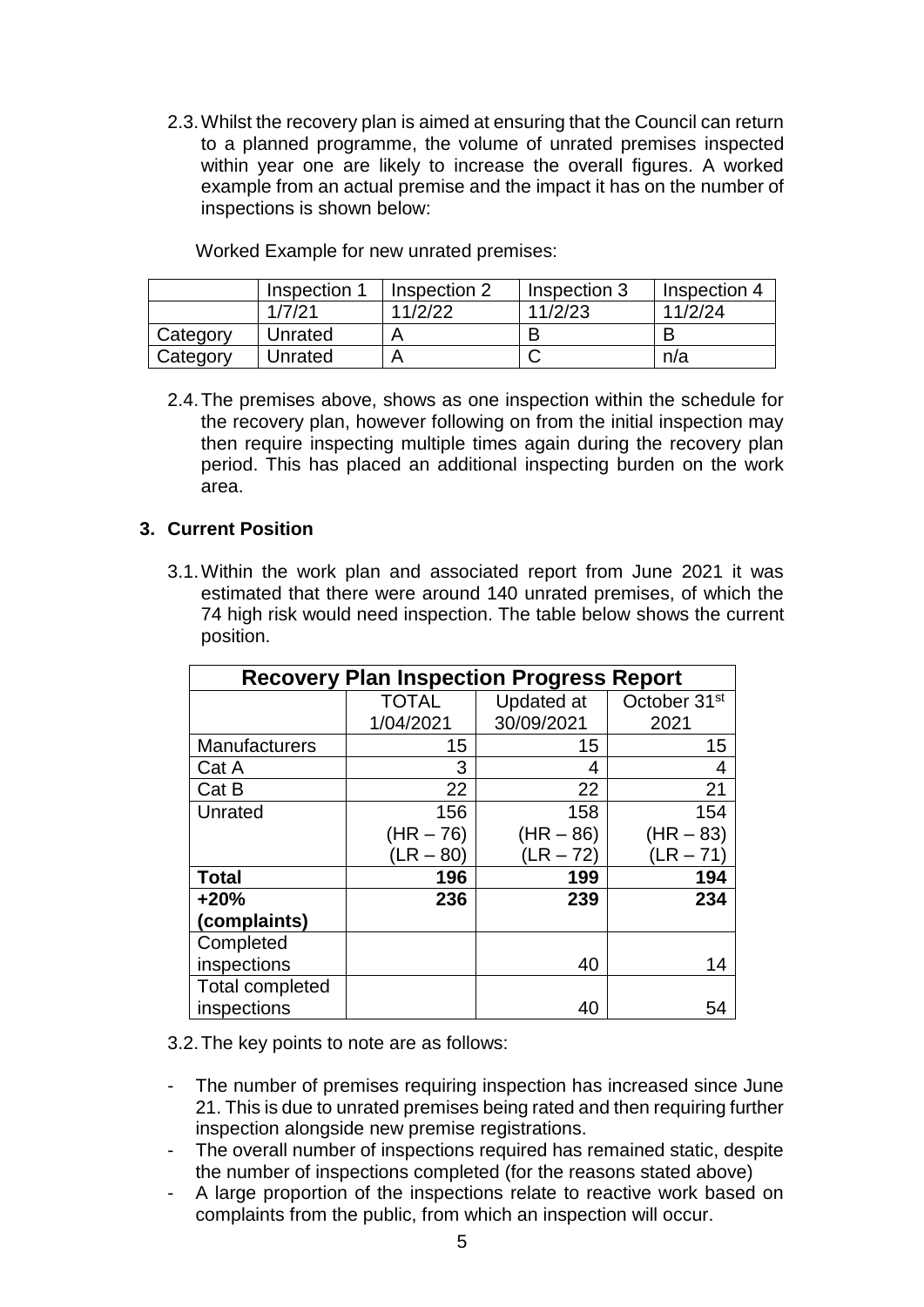2.3. Whilst the recovery plan is aimed at ensuring that the Council can return to a planned programme, the volume of unrated premises inspected within year one are likely to increase the overall figures. A worked example from an actual premise and the impact it has on the number of inspections is shown below:

Worked Example for new unrated premises:

| | Inspection 1 | Inspection 2 | Inspection 3 | Inspection 4 |
|---|---|---|---|---|
| | 1/7/21 | 11/2/22 | 11/2/23 | 11/2/24 |
| Category | Unrated | A | B | B |
| Category | Unrated | A | C | n/a |

2.4. The premises above, shows as one inspection within the schedule for the recovery plan, however following on from the initial inspection may then require inspecting multiple times again during the recovery plan period. This has placed an additional inspecting burden on the work area.

## 3. Current Position

3.1. Within the work plan and associated report from June 2021 it was estimated that there were around 140 unrated premises, of which the 74 high risk would need inspection. The table below shows the current position.

| Recovery Plan Inspection Progress Report | | | |
|---|---|---|---|
| | TOTAL 1/04/2021 | Updated at 30/09/2021 | October 31st 2021 |
| Manufacturers | 15 | 15 | 15 |
| Cat A | 3 | 4 | 4 |
| Cat B | 22 | 22 | 21 |
| Unrated | 156 (HR – 76) (LR – 80) | 158 (HR – 86) (LR – 72) | 154 (HR – 83) (LR – 71) |
| **Total** | **196** | **199** | **194** |
| **+20% (complaints)** | **236** | **239** | **234** |
| Completed inspections | | 40 | 14 |
| Total completed inspections | | 40 | 54 |

3.2. The key points to note are as follows:

- The number of premises requiring inspection has increased since June 21. This is due to unrated premises being rated and then requiring further inspection alongside new premise registrations.
- The overall number of inspections required has remained static, despite the number of inspections completed (for the reasons stated above)
- A large proportion of the inspections relate to reactive work based on complaints from the public, from which an inspection will occur.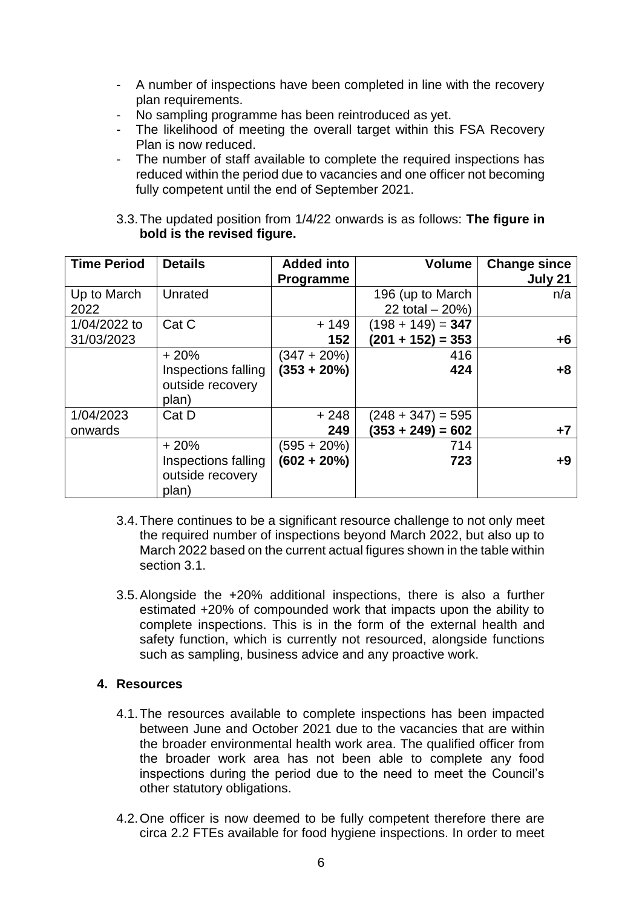- A number of inspections have been completed in line with the recovery plan requirements.
- No sampling programme has been reintroduced as yet.
- The likelihood of meeting the overall target within this FSA Recovery Plan is now reduced.
- The number of staff available to complete the required inspections has reduced within the period due to vacancies and one officer not becoming fully competent until the end of September 2021.

3.3. The updated position from 1/4/22 onwards is as follows: **The figure in bold is the revised figure.**

| Time Period | Details | Added into Programme | Volume | Change since July 21 |
|---|---|---|---|---|
| Up to March 2022 | Unrated | | 196 (up to March 22 total – 20%) | n/a |
| 1/04/2022 to 31/03/2023 | Cat C | + 149<br>**152** | (198 + 149) = **347**<br>**(201 + 152) = 353** | **+6** |
| | + 20% Inspections falling outside recovery plan) | (347 + 20%)<br>**(353 + 20%)** | 416<br>**424** | **+8** |
| 1/04/2023 onwards | Cat D | + 248<br>**249** | (248 + 347) = 595<br>**(353 + 249) = 602** | **+7** |
| | + 20% Inspections falling outside recovery plan) | (595 + 20%)<br>**(602 + 20%)** | 714<br>**723** | **+9** |

3.4. There continues to be a significant resource challenge to not only meet the required number of inspections beyond March 2022, but also up to March 2022 based on the current actual figures shown in the table within section 3.1.

3.5. Alongside the +20% additional inspections, there is also a further estimated +20% of compounded work that impacts upon the ability to complete inspections. This is in the form of the external health and safety function, which is currently not resourced, alongside functions such as sampling, business advice and any proactive work.

## 4. Resources

4.1. The resources available to complete inspections has been impacted between June and October 2021 due to the vacancies that are within the broader environmental health work area. The qualified officer from the broader work area has not been able to complete any food inspections during the period due to the need to meet the Council's other statutory obligations.

4.2. One officer is now deemed to be fully competent therefore there are circa 2.2 FTEs available for food hygiene inspections. In order to meet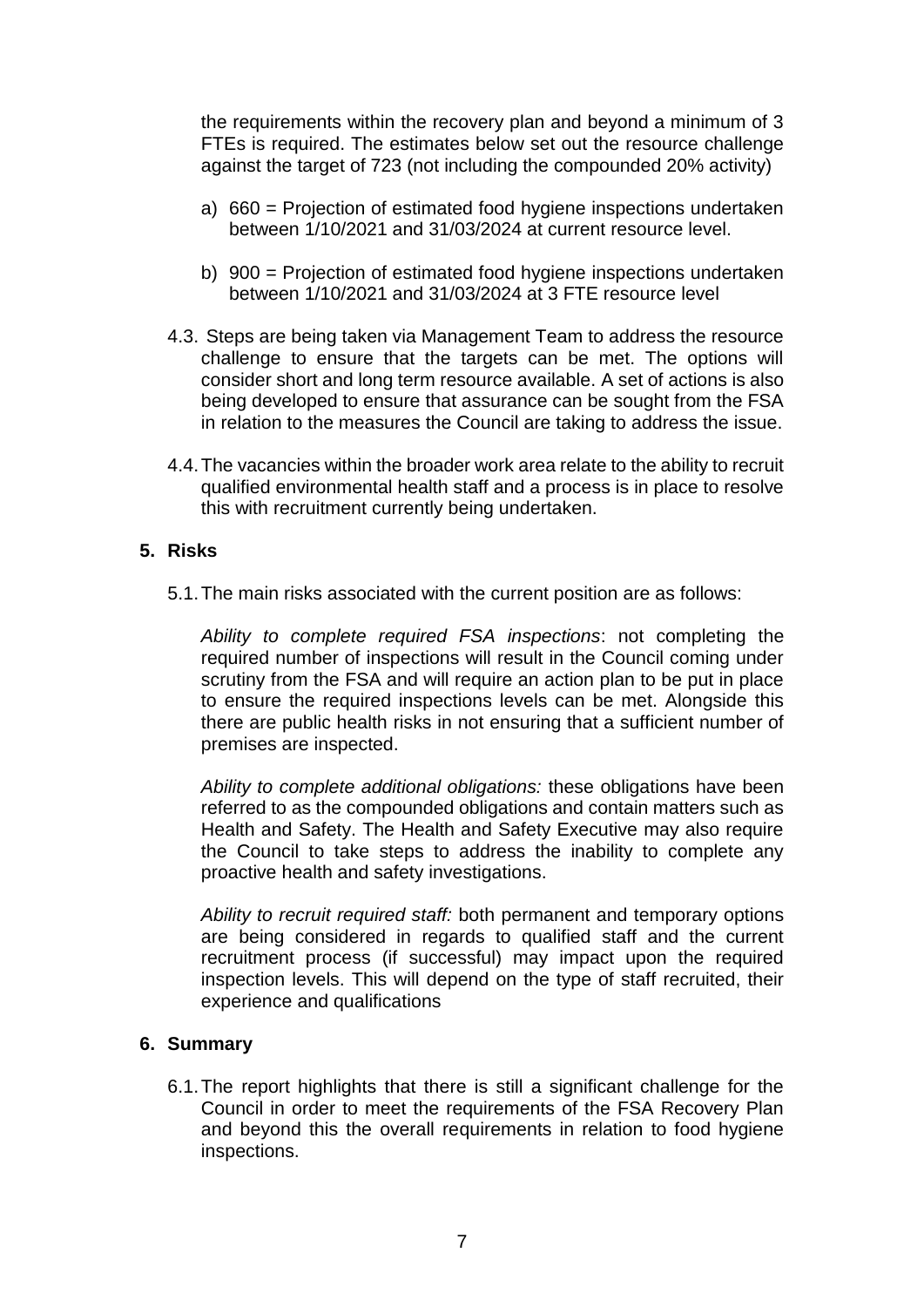the requirements within the recovery plan and beyond a minimum of 3 FTEs is required. The estimates below set out the resource challenge against the target of 723 (not including the compounded 20% activity)

a) 660 = Projection of estimated food hygiene inspections undertaken between 1/10/2021 and 31/03/2024 at current resource level.

b) 900 = Projection of estimated food hygiene inspections undertaken between 1/10/2021 and 31/03/2024 at 3 FTE resource level

4.3. Steps are being taken via Management Team to address the resource challenge to ensure that the targets can be met. The options will consider short and long term resource available. A set of actions is also being developed to ensure that assurance can be sought from the FSA in relation to the measures the Council are taking to address the issue.

4.4. The vacancies within the broader work area relate to the ability to recruit qualified environmental health staff and a process is in place to resolve this with recruitment currently being undertaken.

## 5. Risks

5.1. The main risks associated with the current position are as follows:

*Ability to complete required FSA inspections*: not completing the required number of inspections will result in the Council coming under scrutiny from the FSA and will require an action plan to be put in place to ensure the required inspections levels can be met. Alongside this there are public health risks in not ensuring that a sufficient number of premises are inspected.

*Ability to complete additional obligations:* these obligations have been referred to as the compounded obligations and contain matters such as Health and Safety. The Health and Safety Executive may also require the Council to take steps to address the inability to complete any proactive health and safety investigations.

*Ability to recruit required staff:* both permanent and temporary options are being considered in regards to qualified staff and the current recruitment process (if successful) may impact upon the required inspection levels. This will depend on the type of staff recruited, their experience and qualifications

## 6. Summary

6.1. The report highlights that there is still a significant challenge for the Council in order to meet the requirements of the FSA Recovery Plan and beyond this the overall requirements in relation to food hygiene inspections.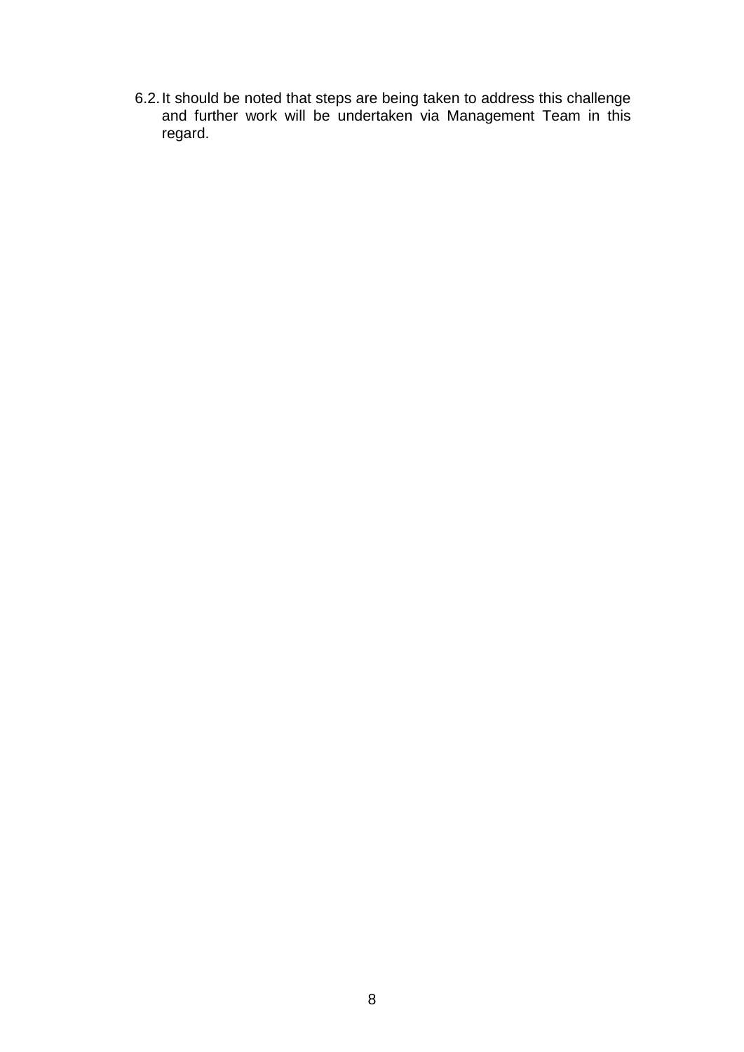6.2. It should be noted that steps are being taken to address this challenge and further work will be undertaken via Management Team in this regard.